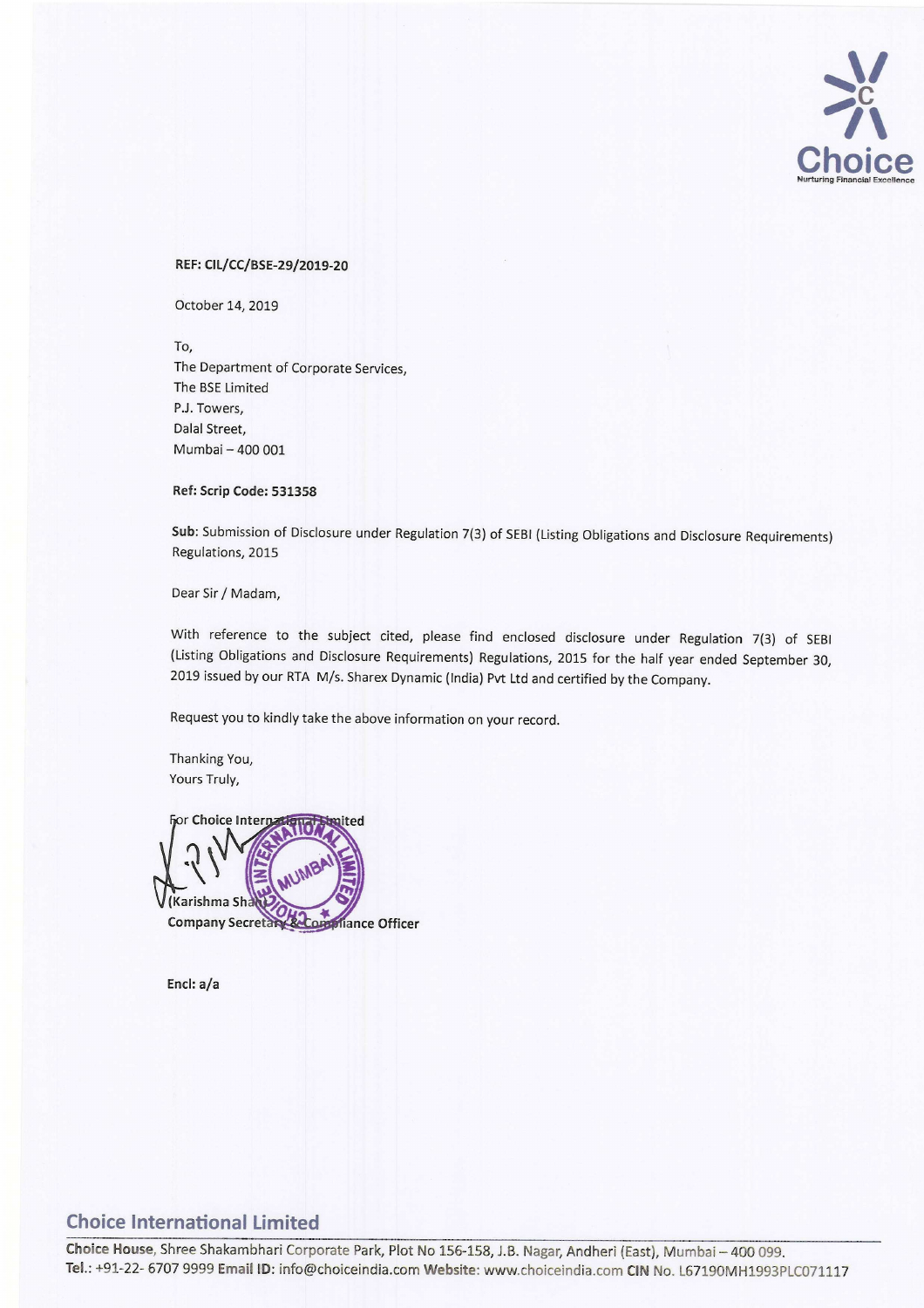REF: CIL/CC/BSE-29/2019-20

October 14, 2019

To,
The Department of Corporate Services,
The BSE Limited
P.J. Towers,
Dalal Street,
Mumbai – 400 001

**Ref: Scrip Code: 531358**

**Sub**: Submission of Disclosure under Regulation 7(3) of SEBI (Listing Obligations and Disclosure Requirements) Regulations, 2015

Dear Sir / Madam,

With reference to the subject cited, please find enclosed disclosure under Regulation 7(3) of SEBI (Listing Obligations and Disclosure Requirements) Regulations, 2015 for the half year ended September 30, 2019 issued by our RTA M/s. Sharex Dynamic (India) Pvt Ltd and certified by the Company.

Request you to kindly take the above information on your record.

Thanking You,
Yours Truly,

**For Choice International Limited**

**(Karishma Shah)**
**Company Secretary & Compliance Officer**

**Encl: a/a**

**Choice International Limited**

**Choice House**, Shree Shakambhari Corporate Park, Plot No 156-158, J.B. Nagar, Andheri (East), Mumbai – 400 099.
**Tel.**: +91-22- 6707 9999 **Email ID:** info@choiceindia.com **Website:** www.choiceindia.com **CIN** No. L67190MH1993PLC071117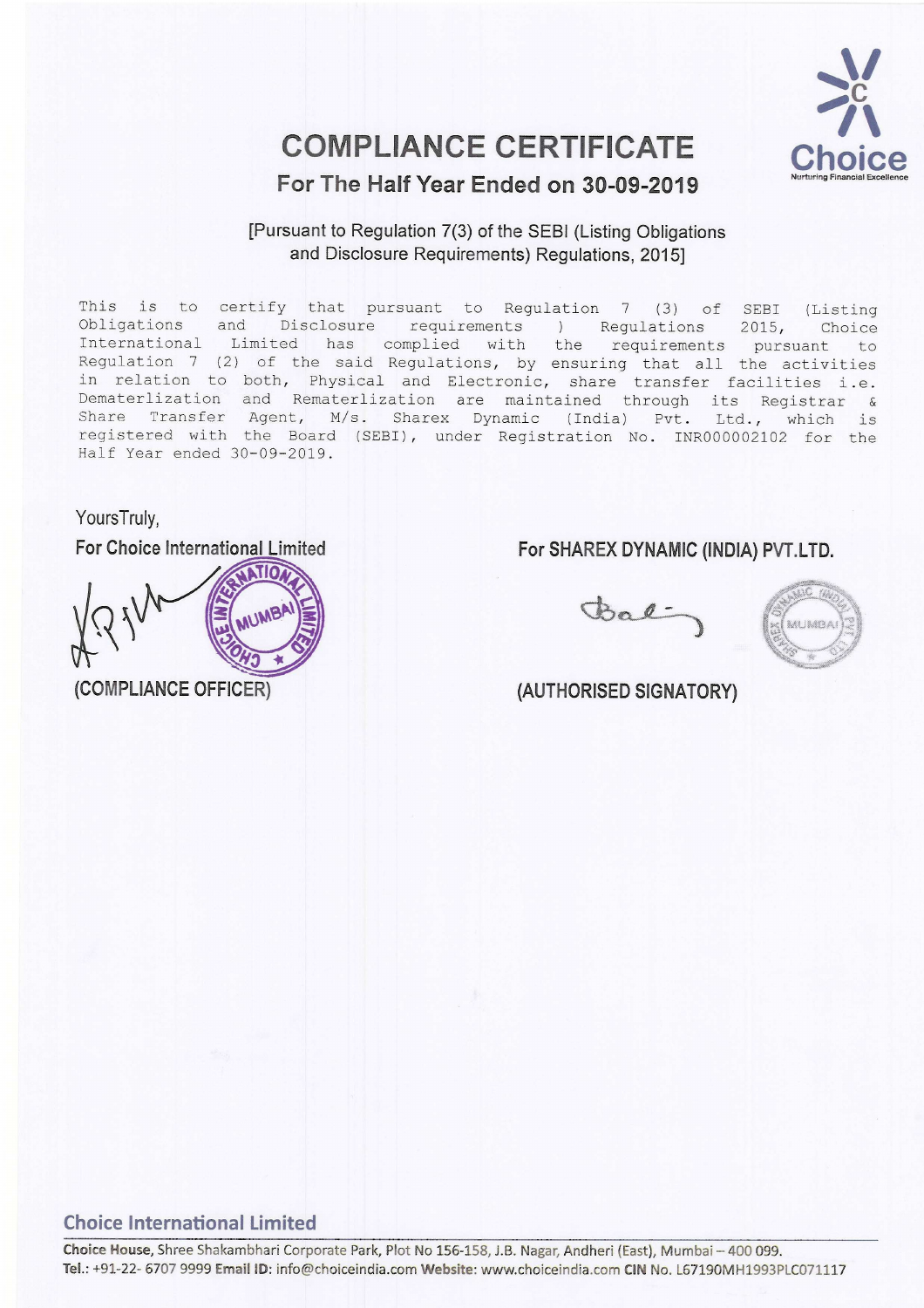# COMPLIANCE CERTIFICATE

## For The Half Year Ended on 30-09-2019

[Pursuant to Regulation 7(3) of the SEBI (Listing Obligations and Disclosure Requirements) Regulations, 2015]

This is to certify that pursuant to Regulation 7 (3) of SEBI (Listing Obligations and Disclosure requirements ) Regulations 2015, Choice International Limited has complied with the requirements pursuant to Regulation 7 (2) of the said Regulations, by ensuring that all the activities in relation to both, Physical and Electronic, share transfer facilities i.e. Dematerlization and Rematerlization are maintained through its Registrar & Share Transfer Agent, M/s. Sharex Dynamic (India) Pvt. Ltd., which is registered with the Board (SEBI), under Registration No. INR000002102 for the Half Year ended 30-09-2019.

YoursTruly,

**For Choice International Limited**

(COMPLIANCE OFFICER)

**For SHAREX DYNAMIC (INDIA) PVT.LTD.**

(AUTHORISED SIGNATORY)

**Choice International Limited**

**Choice House**, Shree Shakambhari Corporate Park, Plot No 156-158, J.B. Nagar, Andheri (East), Mumbai – 400 099.
**Tel.:** +91-22- 6707 9999 **Email ID:** info@choiceindia.com **Website:** www.choiceindia.com **CIN** No. L67190MH1993PLC071117